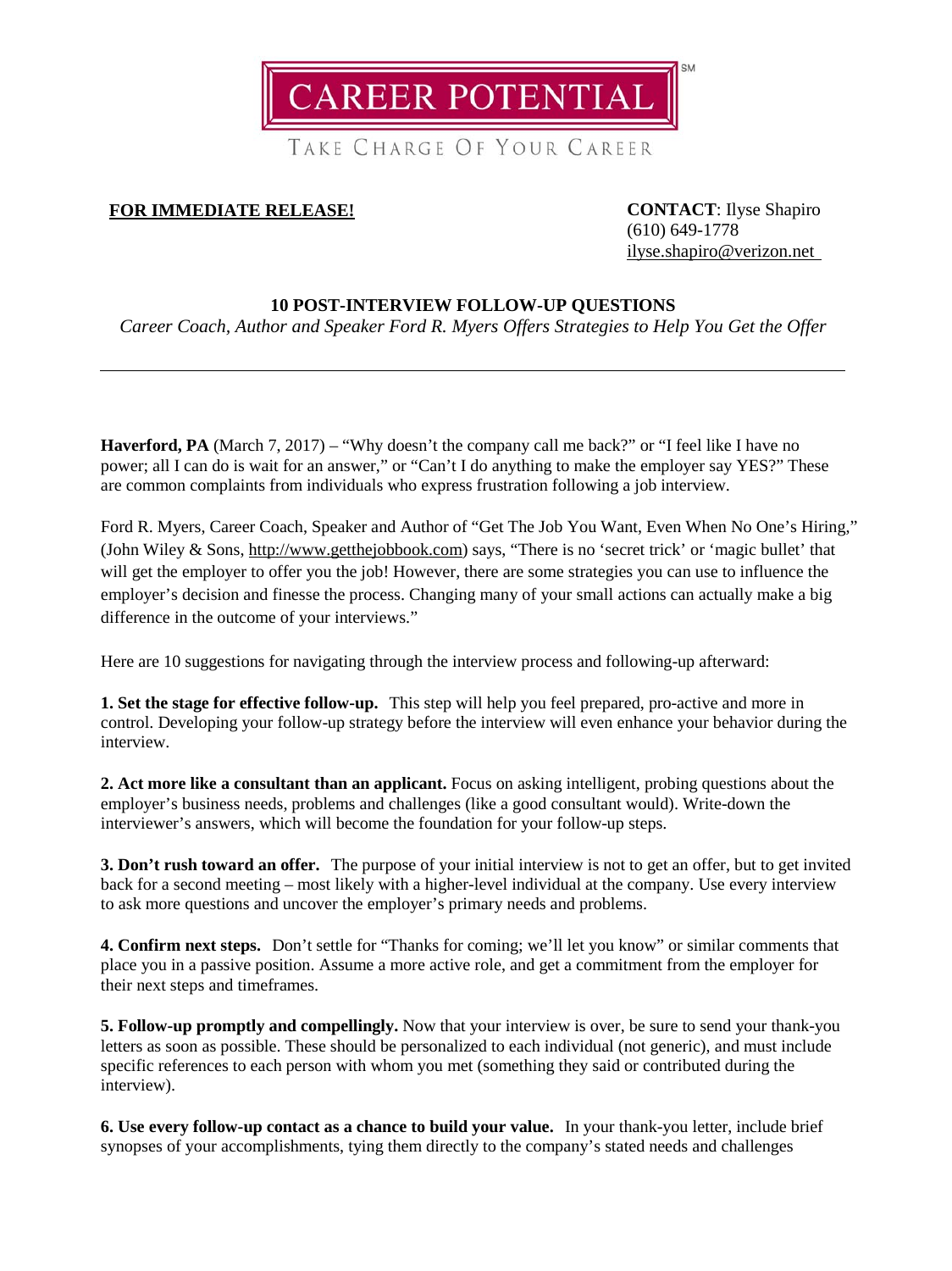CAREER POTENTIAL[SM]

TAKE CHARGE OF YOUR CAREER

**FOR IMMEDIATE RELEASE!**

**CONTACT**: Ilyse Shapiro
(610) 649-1778
ilyse.shapiro@verizon.net

## 10 POST-INTERVIEW FOLLOW-UP QUESTIONS

*Career Coach, Author and Speaker Ford R. Myers Offers Strategies to Help You Get the Offer*

---

**Haverford, PA** (March 7, 2017) – "Why doesn't the company call me back?" or "I feel like I have no power; all I can do is wait for an answer," or "Can't I do anything to make the employer say YES?" These are common complaints from individuals who express frustration following a job interview.

Ford R. Myers, Career Coach, Speaker and Author of "Get The Job You Want, Even When No One's Hiring," (John Wiley & Sons, http://www.getthejobbook.com) says, "There is no 'secret trick' or 'magic bullet' that will get the employer to offer you the job! However, there are some strategies you can use to influence the employer's decision and finesse the process. Changing many of your small actions can actually make a big difference in the outcome of your interviews."

Here are 10 suggestions for navigating through the interview process and following-up afterward:

**1. Set the stage for effective follow-up.** This step will help you feel prepared, pro-active and more in control. Developing your follow-up strategy before the interview will even enhance your behavior during the interview.

**2. Act more like a consultant than an applicant.** Focus on asking intelligent, probing questions about the employer's business needs, problems and challenges (like a good consultant would). Write-down the interviewer's answers, which will become the foundation for your follow-up steps.

**3. Don't rush toward an offer.** The purpose of your initial interview is not to get an offer, but to get invited back for a second meeting – most likely with a higher-level individual at the company. Use every interview to ask more questions and uncover the employer's primary needs and problems.

**4. Confirm next steps.** Don't settle for "Thanks for coming; we'll let you know" or similar comments that place you in a passive position. Assume a more active role, and get a commitment from the employer for their next steps and timeframes.

**5. Follow-up promptly and compellingly.** Now that your interview is over, be sure to send your thank-you letters as soon as possible. These should be personalized to each individual (not generic), and must include specific references to each person with whom you met (something they said or contributed during the interview).

**6. Use every follow-up contact as a chance to build your value.** In your thank-you letter, include brief synopses of your accomplishments, tying them directly to the company's stated needs and challenges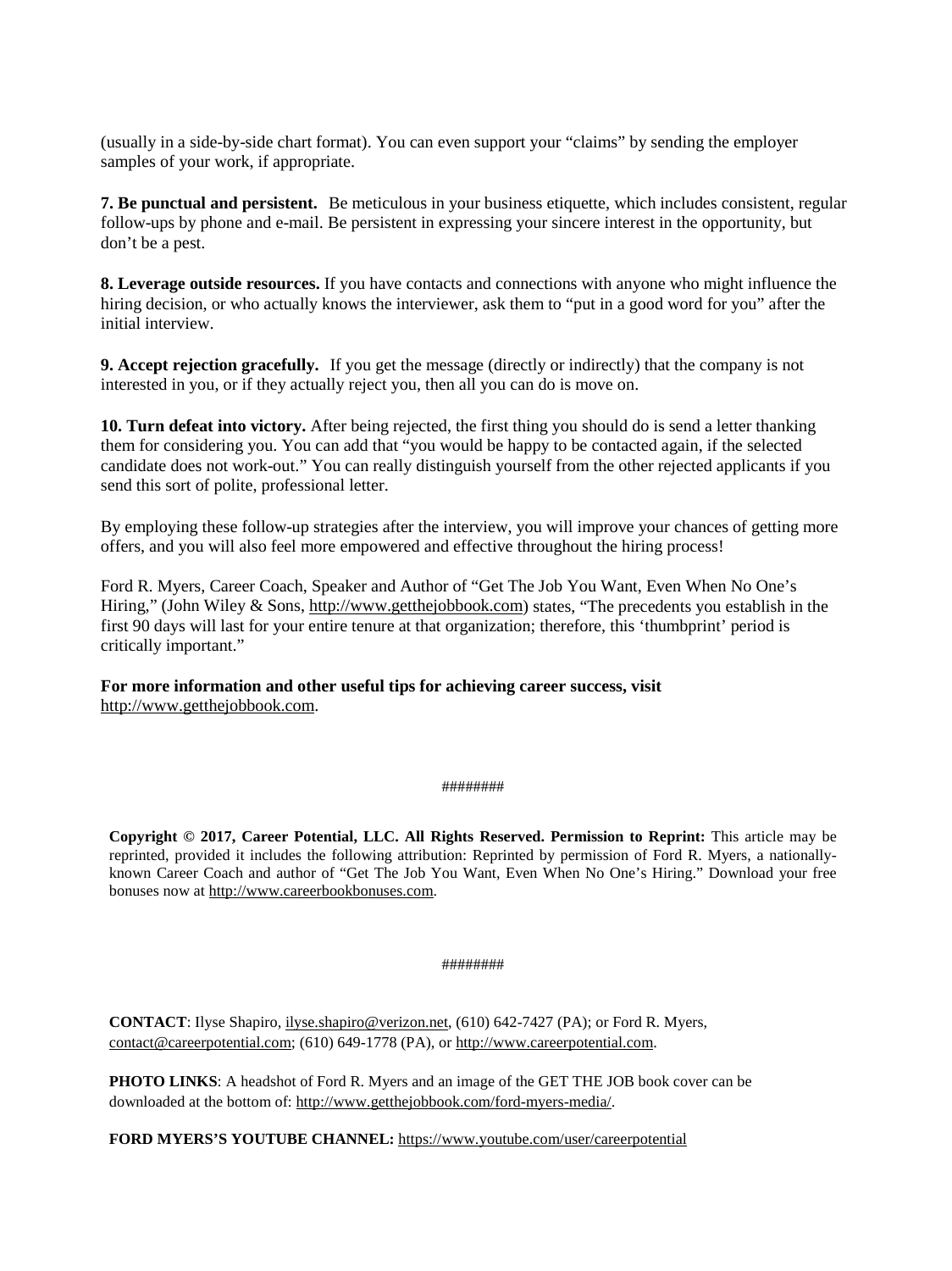(usually in a side-by-side chart format). You can even support your "claims" by sending the employer samples of your work, if appropriate.

**7. Be punctual and persistent.** Be meticulous in your business etiquette, which includes consistent, regular follow-ups by phone and e-mail. Be persistent in expressing your sincere interest in the opportunity, but don't be a pest.

**8. Leverage outside resources.** If you have contacts and connections with anyone who might influence the hiring decision, or who actually knows the interviewer, ask them to "put in a good word for you" after the initial interview.

**9. Accept rejection gracefully.** If you get the message (directly or indirectly) that the company is not interested in you, or if they actually reject you, then all you can do is move on.

**10. Turn defeat into victory.** After being rejected, the first thing you should do is send a letter thanking them for considering you. You can add that "you would be happy to be contacted again, if the selected candidate does not work-out." You can really distinguish yourself from the other rejected applicants if you send this sort of polite, professional letter.

By employing these follow-up strategies after the interview, you will improve your chances of getting more offers, and you will also feel more empowered and effective throughout the hiring process!

Ford R. Myers, Career Coach, Speaker and Author of "Get The Job You Want, Even When No One's Hiring," (John Wiley & Sons, http://www.getthejobbook.com) states, "The precedents you establish in the first 90 days will last for your entire tenure at that organization; therefore, this 'thumbprint' period is critically important."

**For more information and other useful tips for achieving career success, visit** http://www.getthejobbook.com.

########

**Copyright © 2017, Career Potential, LLC. All Rights Reserved. Permission to Reprint:** This article may be reprinted, provided it includes the following attribution: Reprinted by permission of Ford R. Myers, a nationally-known Career Coach and author of "Get The Job You Want, Even When No One's Hiring." Download your free bonuses now at http://www.careerbookbonuses.com.

########

**CONTACT**: Ilyse Shapiro, ilyse.shapiro@verizon.net, (610) 642-7427 (PA); or Ford R. Myers, contact@careerpotential.com; (610) 649-1778 (PA), or http://www.careerpotential.com.

**PHOTO LINKS**: A headshot of Ford R. Myers and an image of the GET THE JOB book cover can be downloaded at the bottom of: http://www.getthejobbook.com/ford-myers-media/.

**FORD MYERS'S YOUTUBE CHANNEL:** https://www.youtube.com/user/careerpotential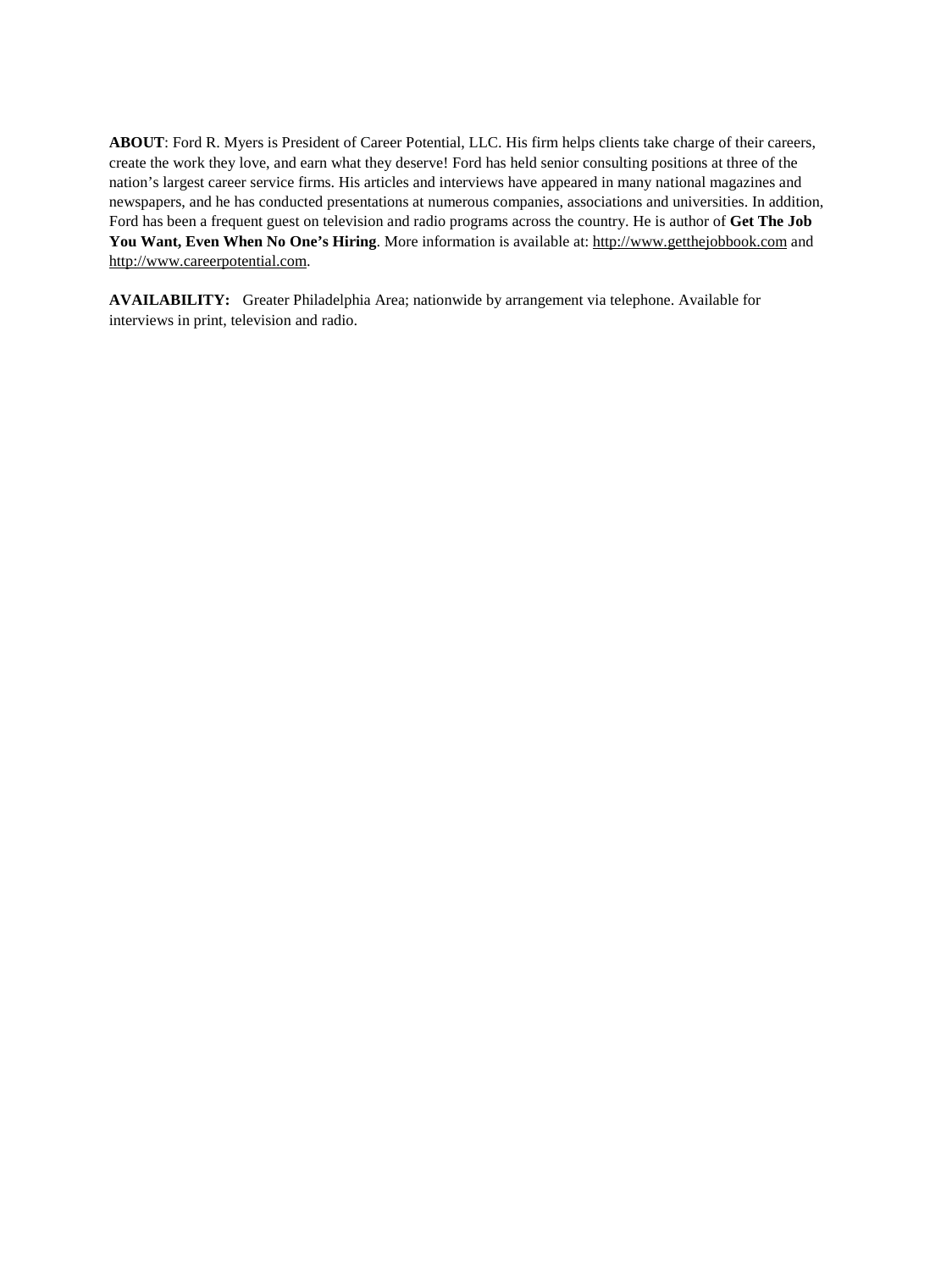**ABOUT**: Ford R. Myers is President of Career Potential, LLC. His firm helps clients take charge of their careers, create the work they love, and earn what they deserve! Ford has held senior consulting positions at three of the nation's largest career service firms. His articles and interviews have appeared in many national magazines and newspapers, and he has conducted presentations at numerous companies, associations and universities. In addition, Ford has been a frequent guest on television and radio programs across the country. He is author of **Get The Job You Want, Even When No One's Hiring**. More information is available at: http://www.getthejobbook.com and http://www.careerpotential.com.

**AVAILABILITY:** Greater Philadelphia Area; nationwide by arrangement via telephone. Available for interviews in print, television and radio.